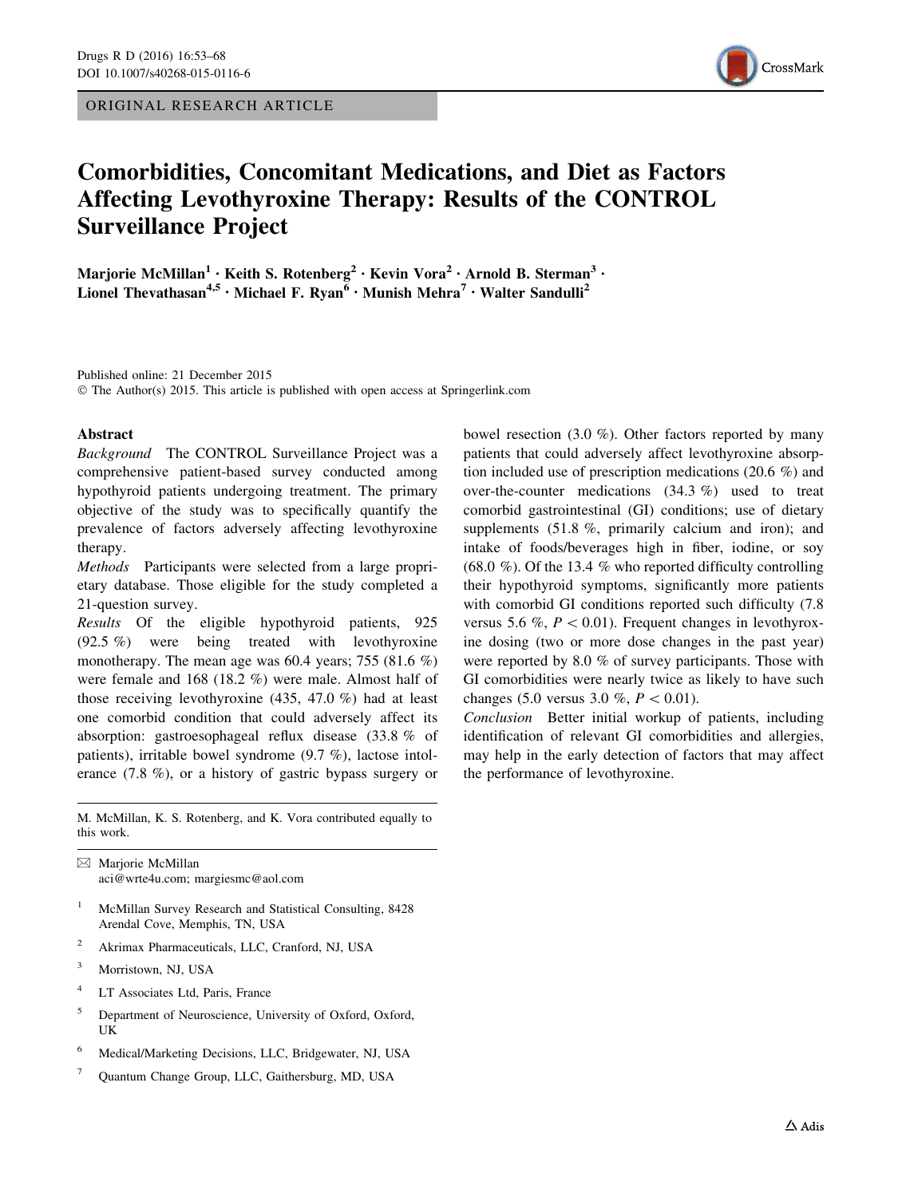ORIGINAL RESEARCH ARTICLE

# Comorbidities, Concomitant Medications, and Diet as Factors Affecting Levothyroxine Therapy: Results of the CONTROL Surveillance Project

**Marjorie McMillan[1] · Keith S. Rotenberg[2] · Kevin Vora[2] · Arnold B. Sterman[3] · Lionel Thevathasan[4,5] · Michael F. Ryan[6] · Munish Mehra[7] · Walter Sandulli[2]**

Published online: 21 December 2015
© The Author(s) 2015. This article is published with open access at Springerlink.com

## Abstract

*Background* The CONTROL Surveillance Project was a comprehensive patient-based survey conducted among hypothyroid patients undergoing treatment. The primary objective of the study was to specifically quantify the prevalence of factors adversely affecting levothyroxine therapy.

*Methods* Participants were selected from a large proprietary database. Those eligible for the study completed a 21-question survey.

*Results* Of the eligible hypothyroid patients, 925 (92.5 %) were being treated with levothyroxine monotherapy. The mean age was 60.4 years; 755 (81.6 %) were female and 168 (18.2 %) were male. Almost half of those receiving levothyroxine (435, 47.0 %) had at least one comorbid condition that could adversely affect its absorption: gastroesophageal reflux disease (33.8 % of patients), irritable bowel syndrome (9.7 %), lactose intolerance (7.8 %), or a history of gastric bypass surgery or bowel resection (3.0 %). Other factors reported by many patients that could adversely affect levothyroxine absorption included use of prescription medications (20.6 %) and over-the-counter medications (34.3 %) used to treat comorbid gastrointestinal (GI) conditions; use of dietary supplements (51.8 %, primarily calcium and iron); and intake of foods/beverages high in fiber, iodine, or soy (68.0 %). Of the 13.4 % who reported difficulty controlling their hypothyroid symptoms, significantly more patients with comorbid GI conditions reported such difficulty (7.8 versus 5.6 %, $P < 0.01$). Frequent changes in levothyroxine dosing (two or more dose changes in the past year) were reported by 8.0 % of survey participants. Those with GI comorbidities were nearly twice as likely to have such changes (5.0 versus 3.0 %, $P < 0.01$).

*Conclusion* Better initial workup of patients, including identification of relevant GI comorbidities and allergies, may help in the early detection of factors that may affect the performance of levothyroxine.

---

M. McMillan, K. S. Rotenberg, and K. Vora contributed equally to this work.

✉ Marjorie McMillan
aci@wrte4u.com; margiesmc@aol.com

[1] McMillan Survey Research and Statistical Consulting, 8428 Arendal Cove, Memphis, TN, USA

[2] Akrimax Pharmaceuticals, LLC, Cranford, NJ, USA

[3] Morristown, NJ, USA

[4] LT Associates Ltd, Paris, France

[5] Department of Neuroscience, University of Oxford, Oxford, UK

[6] Medical/Marketing Decisions, LLC, Bridgewater, NJ, USA

[7] Quantum Change Group, LLC, Gaithersburg, MD, USA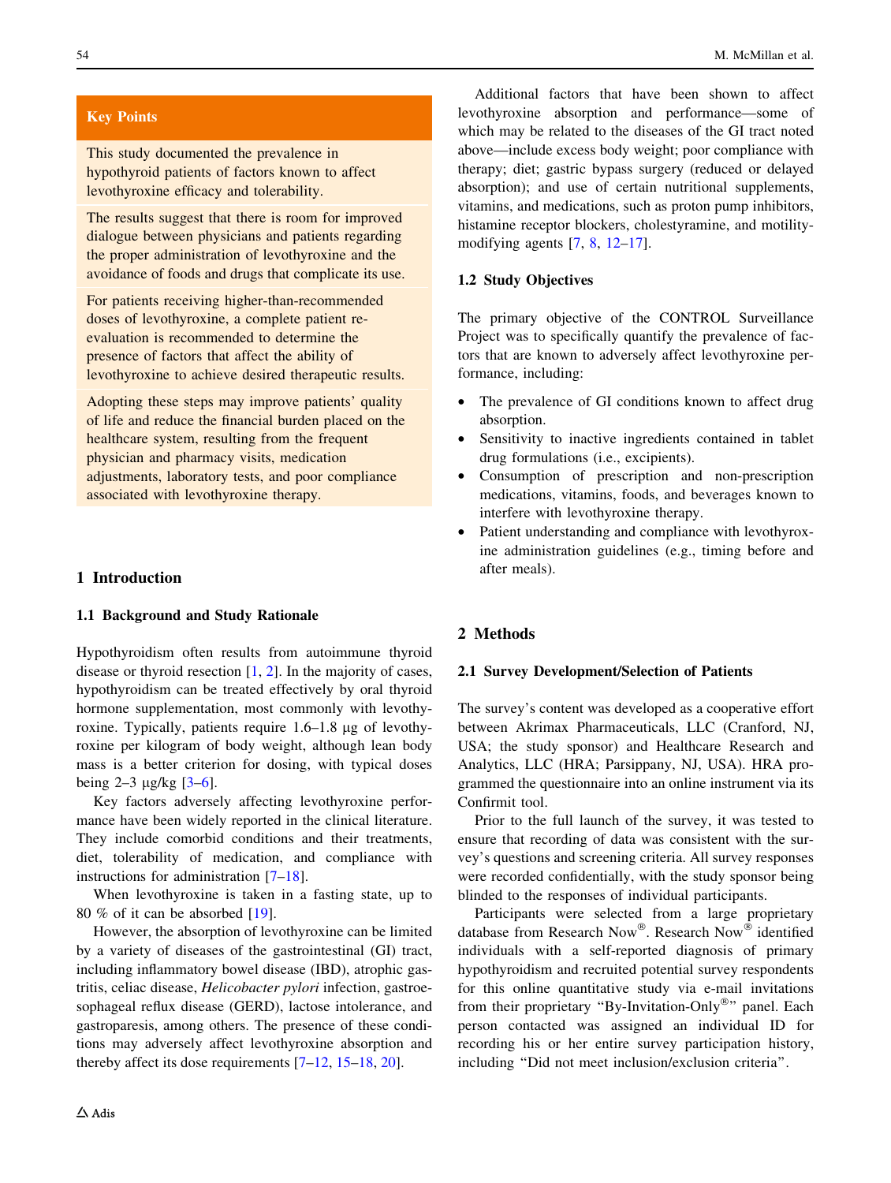**Key Points**

This study documented the prevalence in hypothyroid patients of factors known to affect levothyroxine efficacy and tolerability.

The results suggest that there is room for improved dialogue between physicians and patients regarding the proper administration of levothyroxine and the avoidance of foods and drugs that complicate its use.

For patients receiving higher-than-recommended doses of levothyroxine, a complete patient re-evaluation is recommended to determine the presence of factors that affect the ability of levothyroxine to achieve desired therapeutic results.

Adopting these steps may improve patients' quality of life and reduce the financial burden placed on the healthcare system, resulting from the frequent physician and pharmacy visits, medication adjustments, laboratory tests, and poor compliance associated with levothyroxine therapy.

# 1 Introduction

## 1.1 Background and Study Rationale

Hypothyroidism often results from autoimmune thyroid disease or thyroid resection [1, 2]. In the majority of cases, hypothyroidism can be treated effectively by oral thyroid hormone supplementation, most commonly with levothyroxine. Typically, patients require 1.6–1.8 µg of levothyroxine per kilogram of body weight, although lean body mass is a better criterion for dosing, with typical doses being 2–3 µg/kg [3–6].

Key factors adversely affecting levothyroxine performance have been widely reported in the clinical literature. They include comorbid conditions and their treatments, diet, tolerability of medication, and compliance with instructions for administration [7–18].

When levothyroxine is taken in a fasting state, up to 80 % of it can be absorbed [19].

However, the absorption of levothyroxine can be limited by a variety of diseases of the gastrointestinal (GI) tract, including inflammatory bowel disease (IBD), atrophic gastritis, celiac disease, *Helicobacter pylori* infection, gastroesophageal reflux disease (GERD), lactose intolerance, and gastroparesis, among others. The presence of these conditions may adversely affect levothyroxine absorption and thereby affect its dose requirements [7–12, 15–18, 20].

Additional factors that have been shown to affect levothyroxine absorption and performance—some of which may be related to the diseases of the GI tract noted above—include excess body weight; poor compliance with therapy; diet; gastric bypass surgery (reduced or delayed absorption); and use of certain nutritional supplements, vitamins, and medications, such as proton pump inhibitors, histamine receptor blockers, cholestyramine, and motility-modifying agents [7, 8, 12–17].

## 1.2 Study Objectives

The primary objective of the CONTROL Surveillance Project was to specifically quantify the prevalence of factors that are known to adversely affect levothyroxine performance, including:

- The prevalence of GI conditions known to affect drug absorption.
- Sensitivity to inactive ingredients contained in tablet drug formulations (i.e., excipients).
- Consumption of prescription and non-prescription medications, vitamins, foods, and beverages known to interfere with levothyroxine therapy.
- Patient understanding and compliance with levothyroxine administration guidelines (e.g., timing before and after meals).

# 2 Methods

## 2.1 Survey Development/Selection of Patients

The survey's content was developed as a cooperative effort between Akrimax Pharmaceuticals, LLC (Cranford, NJ, USA; the study sponsor) and Healthcare Research and Analytics, LLC (HRA; Parsippany, NJ, USA). HRA programmed the questionnaire into an online instrument via its Confirmit tool.

Prior to the full launch of the survey, it was tested to ensure that recording of data was consistent with the survey's questions and screening criteria. All survey responses were recorded confidentially, with the study sponsor being blinded to the responses of individual participants.

Participants were selected from a large proprietary database from Research Now®. Research Now® identified individuals with a self-reported diagnosis of primary hypothyroidism and recruited potential survey respondents for this online quantitative study via e-mail invitations from their proprietary "By-Invitation-Only®" panel. Each person contacted was assigned an individual ID for recording his or her entire survey participation history, including "Did not meet inclusion/exclusion criteria".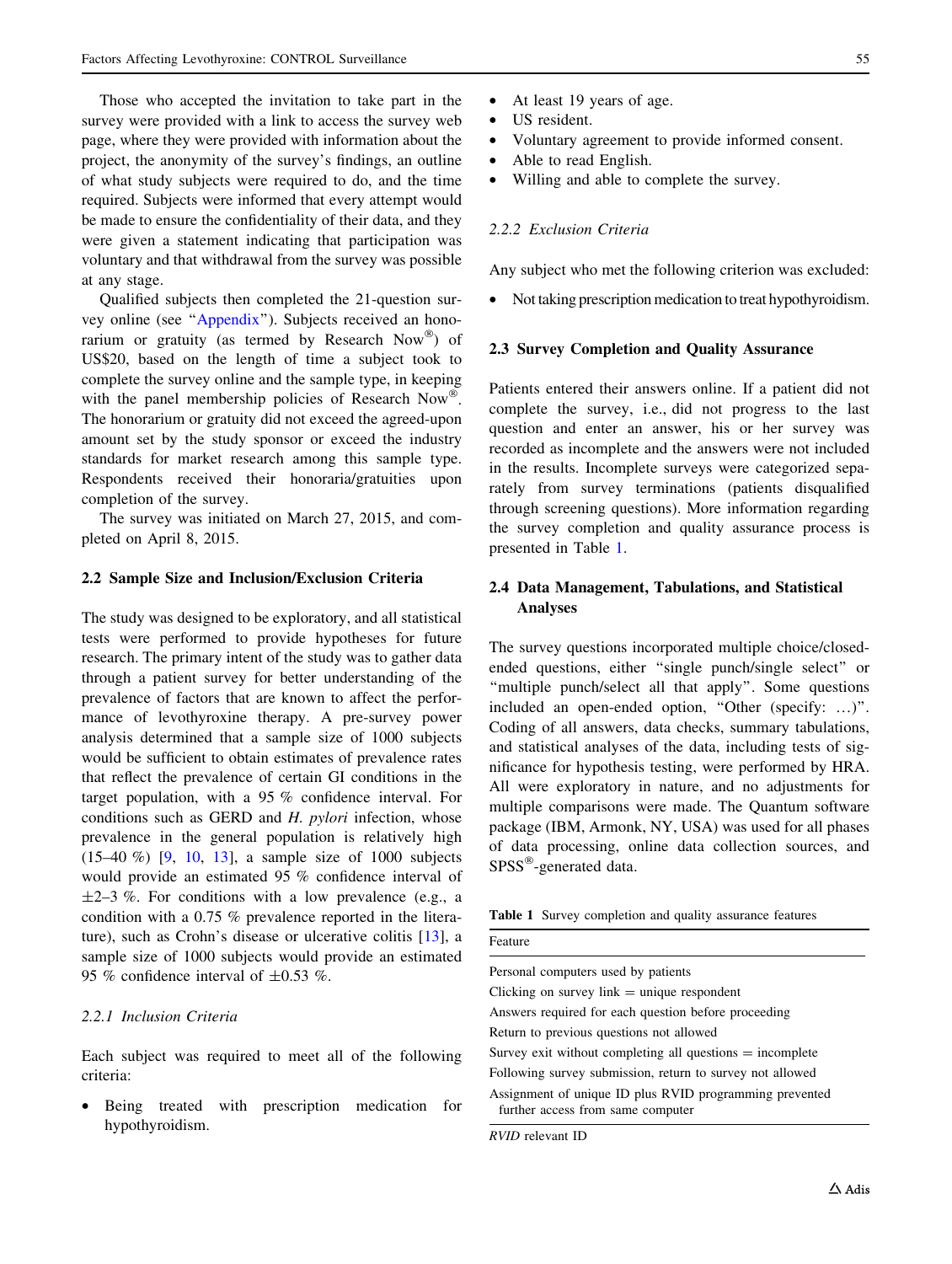Those who accepted the invitation to take part in the survey were provided with a link to access the survey web page, where they were provided with information about the project, the anonymity of the survey's findings, an outline of what study subjects were required to do, and the time required. Subjects were informed that every attempt would be made to ensure the confidentiality of their data, and they were given a statement indicating that participation was voluntary and that withdrawal from the survey was possible at any stage.

Qualified subjects then completed the 21-question survey online (see "Appendix"). Subjects received an honorarium or gratuity (as termed by Research Now®) of US$20, based on the length of time a subject took to complete the survey online and the sample type, in keeping with the panel membership policies of Research Now®. The honorarium or gratuity did not exceed the agreed-upon amount set by the study sponsor or exceed the industry standards for market research among this sample type. Respondents received their honoraria/gratuities upon completion of the survey.

The survey was initiated on March 27, 2015, and completed on April 8, 2015.

### 2.2 Sample Size and Inclusion/Exclusion Criteria

The study was designed to be exploratory, and all statistical tests were performed to provide hypotheses for future research. The primary intent of the study was to gather data through a patient survey for better understanding of the prevalence of factors that are known to affect the performance of levothyroxine therapy. A pre-survey power analysis determined that a sample size of 1000 subjects would be sufficient to obtain estimates of prevalence rates that reflect the prevalence of certain GI conditions in the target population, with a 95 % confidence interval. For conditions such as GERD and *H. pylori* infection, whose prevalence in the general population is relatively high (15–40 %) [9, 10, 13], a sample size of 1000 subjects would provide an estimated 95 % confidence interval of ±2–3 %. For conditions with a low prevalence (e.g., a condition with a 0.75 % prevalence reported in the literature), such as Crohn's disease or ulcerative colitis [13], a sample size of 1000 subjects would provide an estimated 95 % confidence interval of ±0.53 %.

#### 2.2.1 Inclusion Criteria

Each subject was required to meet all of the following criteria:

- Being treated with prescription medication for hypothyroidism.
- At least 19 years of age.
- US resident.
- Voluntary agreement to provide informed consent.
- Able to read English.
- Willing and able to complete the survey.

#### 2.2.2 Exclusion Criteria

Any subject who met the following criterion was excluded:

- Not taking prescription medication to treat hypothyroidism.

### 2.3 Survey Completion and Quality Assurance

Patients entered their answers online. If a patient did not complete the survey, i.e., did not progress to the last question and enter an answer, his or her survey was recorded as incomplete and the answers were not included in the results. Incomplete surveys were categorized separately from survey terminations (patients disqualified through screening questions). More information regarding the survey completion and quality assurance process is presented in Table 1.

### 2.4 Data Management, Tabulations, and Statistical Analyses

The survey questions incorporated multiple choice/closed-ended questions, either "single punch/single select" or "multiple punch/select all that apply". Some questions included an open-ended option, "Other (specify: …)". Coding of all answers, data checks, summary tabulations, and statistical analyses of the data, including tests of significance for hypothesis testing, were performed by HRA. All were exploratory in nature, and no adjustments for multiple comparisons were made. The Quantum software package (IBM, Armonk, NY, USA) was used for all phases of data processing, online data collection sources, and SPSS®-generated data.

**Table 1** Survey completion and quality assurance features

| Feature |
| --- |
| Personal computers used by patients |
| Clicking on survey link = unique respondent |
| Answers required for each question before proceeding |
| Return to previous questions not allowed |
| Survey exit without completing all questions = incomplete |
| Following survey submission, return to survey not allowed |
| Assignment of unique ID plus RVID programming prevented further access from same computer |

*RVID* relevant ID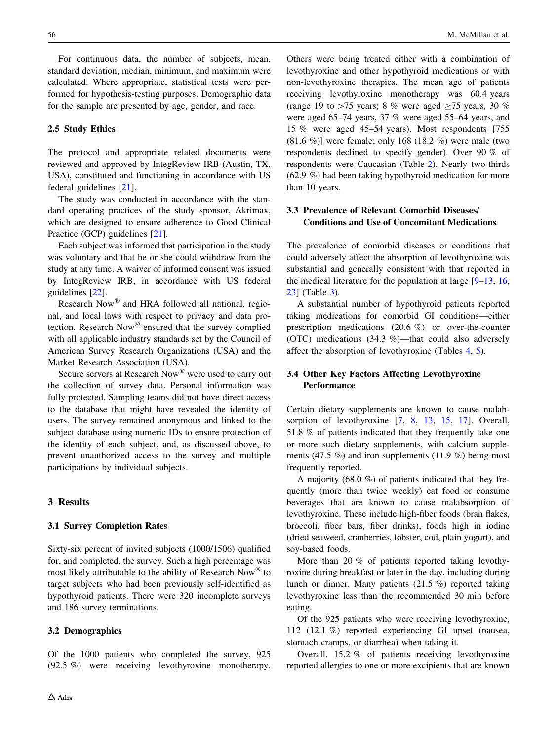For continuous data, the number of subjects, mean, standard deviation, median, minimum, and maximum were calculated. Where appropriate, statistical tests were performed for hypothesis-testing purposes. Demographic data for the sample are presented by age, gender, and race.

### 2.5 Study Ethics

The protocol and appropriate related documents were reviewed and approved by IntegReview IRB (Austin, TX, USA), constituted and functioning in accordance with US federal guidelines [21].

The study was conducted in accordance with the standard operating practices of the study sponsor, Akrimax, which are designed to ensure adherence to Good Clinical Practice (GCP) guidelines [21].

Each subject was informed that participation in the study was voluntary and that he or she could withdraw from the study at any time. A waiver of informed consent was issued by IntegReview IRB, in accordance with US federal guidelines [22].

Research Now® and HRA followed all national, regional, and local laws with respect to privacy and data protection. Research Now® ensured that the survey complied with all applicable industry standards set by the Council of American Survey Research Organizations (USA) and the Market Research Association (USA).

Secure servers at Research Now® were used to carry out the collection of survey data. Personal information was fully protected. Sampling teams did not have direct access to the database that might have revealed the identity of users. The survey remained anonymous and linked to the subject database using numeric IDs to ensure protection of the identity of each subject, and, as discussed above, to prevent unauthorized access to the survey and multiple participations by individual subjects.

## 3 Results

### 3.1 Survey Completion Rates

Sixty-six percent of invited subjects (1000/1506) qualified for, and completed, the survey. Such a high percentage was most likely attributable to the ability of Research Now® to target subjects who had been previously self-identified as hypothyroid patients. There were 320 incomplete surveys and 186 survey terminations.

### 3.2 Demographics

Of the 1000 patients who completed the survey, 925 (92.5 %) were receiving levothyroxine monotherapy. Others were being treated either with a combination of levothyroxine and other hypothyroid medications or with non-levothyroxine therapies. The mean age of patients receiving levothyroxine monotherapy was 60.4 years (range 19 to >75 years; 8 % were aged ≥75 years, 30 % were aged 65–74 years, 37 % were aged 55–64 years, and 15 % were aged 45–54 years). Most respondents [755 (81.6 %)] were female; only 168 (18.2 %) were male (two respondents declined to specify gender). Over 90 % of respondents were Caucasian (Table 2). Nearly two-thirds (62.9 %) had been taking hypothyroid medication for more than 10 years.

### 3.3 Prevalence of Relevant Comorbid Diseases/Conditions and Use of Concomitant Medications

The prevalence of comorbid diseases or conditions that could adversely affect the absorption of levothyroxine was substantial and generally consistent with that reported in the medical literature for the population at large [9–13, 16, 23] (Table 3).

A substantial number of hypothyroid patients reported taking medications for comorbid GI conditions—either prescription medications (20.6 %) or over-the-counter (OTC) medications (34.3 %)—that could also adversely affect the absorption of levothyroxine (Tables 4, 5).

### 3.4 Other Key Factors Affecting Levothyroxine Performance

Certain dietary supplements are known to cause malabsorption of levothyroxine [7, 8, 13, 15, 17]. Overall, 51.8 % of patients indicated that they frequently take one or more such dietary supplements, with calcium supplements (47.5 %) and iron supplements (11.9 %) being most frequently reported.

A majority (68.0 %) of patients indicated that they frequently (more than twice weekly) eat food or consume beverages that are known to cause malabsorption of levothyroxine. These include high-fiber foods (bran flakes, broccoli, fiber bars, fiber drinks), foods high in iodine (dried seaweed, cranberries, lobster, cod, plain yogurt), and soy-based foods.

More than 20 % of patients reported taking levothyroxine during breakfast or later in the day, including during lunch or dinner. Many patients (21.5 %) reported taking levothyroxine less than the recommended 30 min before eating.

Of the 925 patients who were receiving levothyroxine, 112 (12.1 %) reported experiencing GI upset (nausea, stomach cramps, or diarrhea) when taking it.

Overall, 15.2 % of patients receiving levothyroxine reported allergies to one or more excipients that are known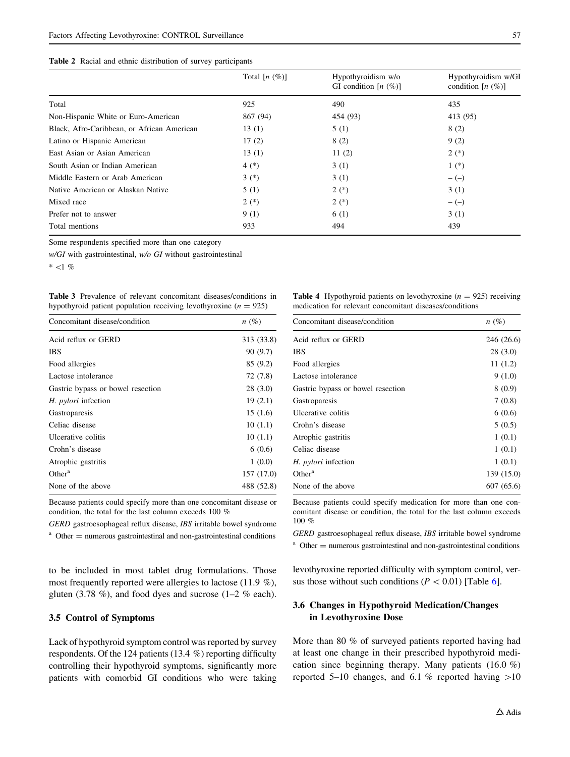**Table 2** Racial and ethnic distribution of survey participants

| | Total [n (%)] | Hypothyroidism w/o GI condition [n (%)] | Hypothyroidism w/GI condition [n (%)] |
|---|---|---|---|
| Total | 925 | 490 | 435 |
| Non-Hispanic White or Euro-American | 867 (94) | 454 (93) | 413 (95) |
| Black, Afro-Caribbean, or African American | 13 (1) | 5 (1) | 8 (2) |
| Latino or Hispanic American | 17 (2) | 8 (2) | 9 (2) |
| East Asian or Asian American | 13 (1) | 11 (2) | 2 (*) |
| South Asian or Indian American | 4 (*) | 3 (1) | 1 (*) |
| Middle Eastern or Arab American | 3 (*) | 3 (1) | – (–) |
| Native American or Alaskan Native | 5 (1) | 2 (*) | 3 (1) |
| Mixed race | 2 (*) | 2 (*) | – (–) |
| Prefer not to answer | 9 (1) | 6 (1) | 3 (1) |
| Total mentions | 933 | 494 | 439 |

Some respondents specified more than one category

*w/GI* with gastrointestinal, *w/o GI* without gastrointestinal

* <1 %

**Table 3** Prevalence of relevant concomitant diseases/conditions in hypothyroid patient population receiving levothyroxine ($n = 925$)

| Concomitant disease/condition | n (%) |
|---|---|
| Acid reflux or GERD | 313 (33.8) |
| IBS | 90 (9.7) |
| Food allergies | 85 (9.2) |
| Lactose intolerance | 72 (7.8) |
| Gastric bypass or bowel resection | 28 (3.0) |
| *H. pylori* infection | 19 (2.1) |
| Gastroparesis | 15 (1.6) |
| Celiac disease | 10 (1.1) |
| Ulcerative colitis | 10 (1.1) |
| Crohn's disease | 6 (0.6) |
| Atrophic gastritis | 1 (0.0) |
| Other[a] | 157 (17.0) |
| None of the above | 488 (52.8) |

Because patients could specify more than one concomitant disease or condition, the total for the last column exceeds 100 %

*GERD* gastroesophageal reflux disease, *IBS* irritable bowel syndrome

[a] Other = numerous gastrointestinal and non-gastrointestinal conditions

**Table 4** Hypothyroid patients on levothyroxine ($n = 925$) receiving medication for relevant concomitant diseases/conditions

| Concomitant disease/condition | n (%) |
|---|---|
| Acid reflux or GERD | 246 (26.6) |
| IBS | 28 (3.0) |
| Food allergies | 11 (1.2) |
| Lactose intolerance | 9 (1.0) |
| Gastric bypass or bowel resection | 8 (0.9) |
| Gastroparesis | 7 (0.8) |
| Ulcerative colitis | 6 (0.6) |
| Crohn's disease | 5 (0.5) |
| Atrophic gastritis | 1 (0.1) |
| Celiac disease | 1 (0.1) |
| *H. pylori* infection | 1 (0.1) |
| Other[a] | 139 (15.0) |
| None of the above | 607 (65.6) |

Because patients could specify medication for more than one concomitant disease or condition, the total for the last column exceeds 100 %

*GERD* gastroesophageal reflux disease, *IBS* irritable bowel syndrome

[a] Other = numerous gastrointestinal and non-gastrointestinal conditions

to be included in most tablet drug formulations. Those most frequently reported were allergies to lactose (11.9 %), gluten (3.78 %), and food dyes and sucrose (1–2 % each).

### 3.5 Control of Symptoms

Lack of hypothyroid symptom control was reported by survey respondents. Of the 124 patients (13.4 %) reporting difficulty controlling their hypothyroid symptoms, significantly more patients with comorbid GI conditions who were taking levothyroxine reported difficulty with symptom control, versus those without such conditions ($P < 0.01$) [Table 6].

### 3.6 Changes in Hypothyroid Medication/Changes in Levothyroxine Dose

More than 80 % of surveyed patients reported having had at least one change in their prescribed hypothyroid medication since beginning therapy. Many patients (16.0 %) reported 5–10 changes, and 6.1 % reported having >10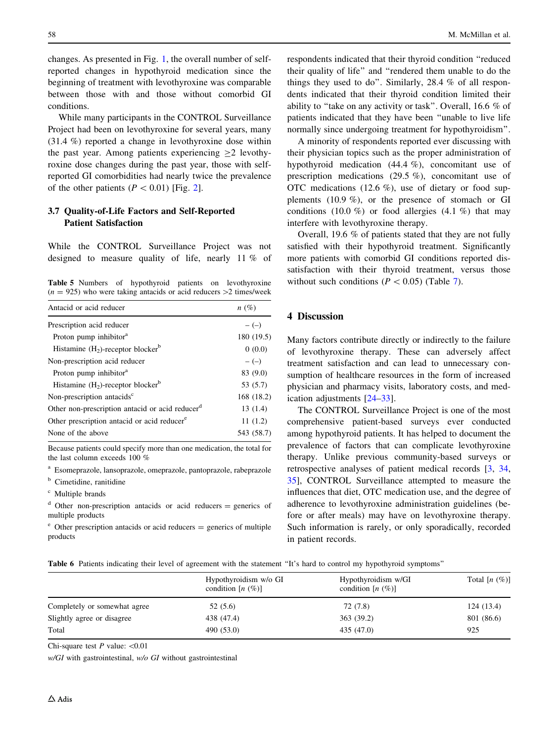changes. As presented in Fig. 1, the overall number of self-reported changes in hypothyroid medication since the beginning of treatment with levothyroxine was comparable between those with and those without comorbid GI conditions.

While many participants in the CONTROL Surveillance Project had been on levothyroxine for several years, many (31.4 %) reported a change in levothyroxine dose within the past year. Among patients experiencing ≥2 levothyroxine dose changes during the past year, those with self-reported GI comorbidities had nearly twice the prevalence of the other patients ($P < 0.01$) [Fig. 2].

### 3.7 Quality-of-Life Factors and Self-Reported Patient Satisfaction

While the CONTROL Surveillance Project was not designed to measure quality of life, nearly 11 % of respondents indicated that their thyroid condition "reduced their quality of life" and "rendered them unable to do the things they used to do". Similarly, 28.4 % of all respondents indicated that their thyroid condition limited their ability to "take on any activity or task". Overall, 16.6 % of patients indicated that they have been "unable to live life normally since undergoing treatment for hypothyroidism".

A minority of respondents reported ever discussing with their physician topics such as the proper administration of hypothyroid medication (44.4 %), concomitant use of prescription medications (29.5 %), concomitant use of OTC medications (12.6 %), use of dietary or food supplements (10.9 %), or the presence of stomach or GI conditions (10.0 %) or food allergies (4.1 %) that may interfere with levothyroxine therapy.

Overall, 19.6 % of patients stated that they are not fully satisfied with their hypothyroid treatment. Significantly more patients with comorbid GI conditions reported dissatisfaction with their thyroid treatment, versus those without such conditions ($P < 0.05$) (Table 7).

**Table 5** Numbers of hypothyroid patients on levothyroxine ($n = 925$) who were taking antacids or acid reducers >2 times/week

| Antacid or acid reducer | n (%) |
|---|---|
| Prescription acid reducer | – (–) |
| Proton pump inhibitor[a] | 180 (19.5) |
| Histamine ($H_2$)-receptor blocker[b] | 0 (0.0) |
| Non-prescription acid reducer | – (–) |
| Proton pump inhibitor[a] | 83 (9.0) |
| Histamine ($H_2$)-receptor blocker[b] | 53 (5.7) |
| Non-prescription antacids[c] | 168 (18.2) |
| Other non-prescription antacid or acid reducer[d] | 13 (1.4) |
| Other prescription antacid or acid reducer[e] | 11 (1.2) |
| None of the above | 543 (58.7) |

Because patients could specify more than one medication, the total for the last column exceeds 100 %

[a] Esomeprazole, lansoprazole, omeprazole, pantoprazole, rabeprazole

[b] Cimetidine, ranitidine

[c] Multiple brands

[d] Other non-prescription antacids or acid reducers = generics of multiple products

[e] Other prescription antacids or acid reducers = generics of multiple products

## 4 Discussion

Many factors contribute directly or indirectly to the failure of levothyroxine therapy. These can adversely affect treatment satisfaction and can lead to unnecessary consumption of healthcare resources in the form of increased physician and pharmacy visits, laboratory costs, and medication adjustments [24–33].

The CONTROL Surveillance Project is one of the most comprehensive patient-based surveys ever conducted among hypothyroid patients. It has helped to document the prevalence of factors that can complicate levothyroxine therapy. Unlike previous community-based surveys or retrospective analyses of patient medical records [3, 34, 35], CONTROL Surveillance attempted to measure the influences that diet, OTC medication use, and the degree of adherence to levothyroxine administration guidelines (before or after meals) may have on levothyroxine therapy. Such information is rarely, or only sporadically, recorded in patient records.

**Table 6** Patients indicating their level of agreement with the statement "It's hard to control my hypothyroid symptoms"

| | Hypothyroidism w/o GI condition [n (%)] | Hypothyroidism w/GI condition [n (%)] | Total [n (%)] |
|---|---|---|---|
| Completely or somewhat agree | 52 (5.6) | 72 (7.8) | 124 (13.4) |
| Slightly agree or disagree | 438 (47.4) | 363 (39.2) | 801 (86.6) |
| Total | 490 (53.0) | 435 (47.0) | 925 |

Chi-square test $P$ value: <0.01

*w/GI* with gastrointestinal, *w/o GI* without gastrointestinal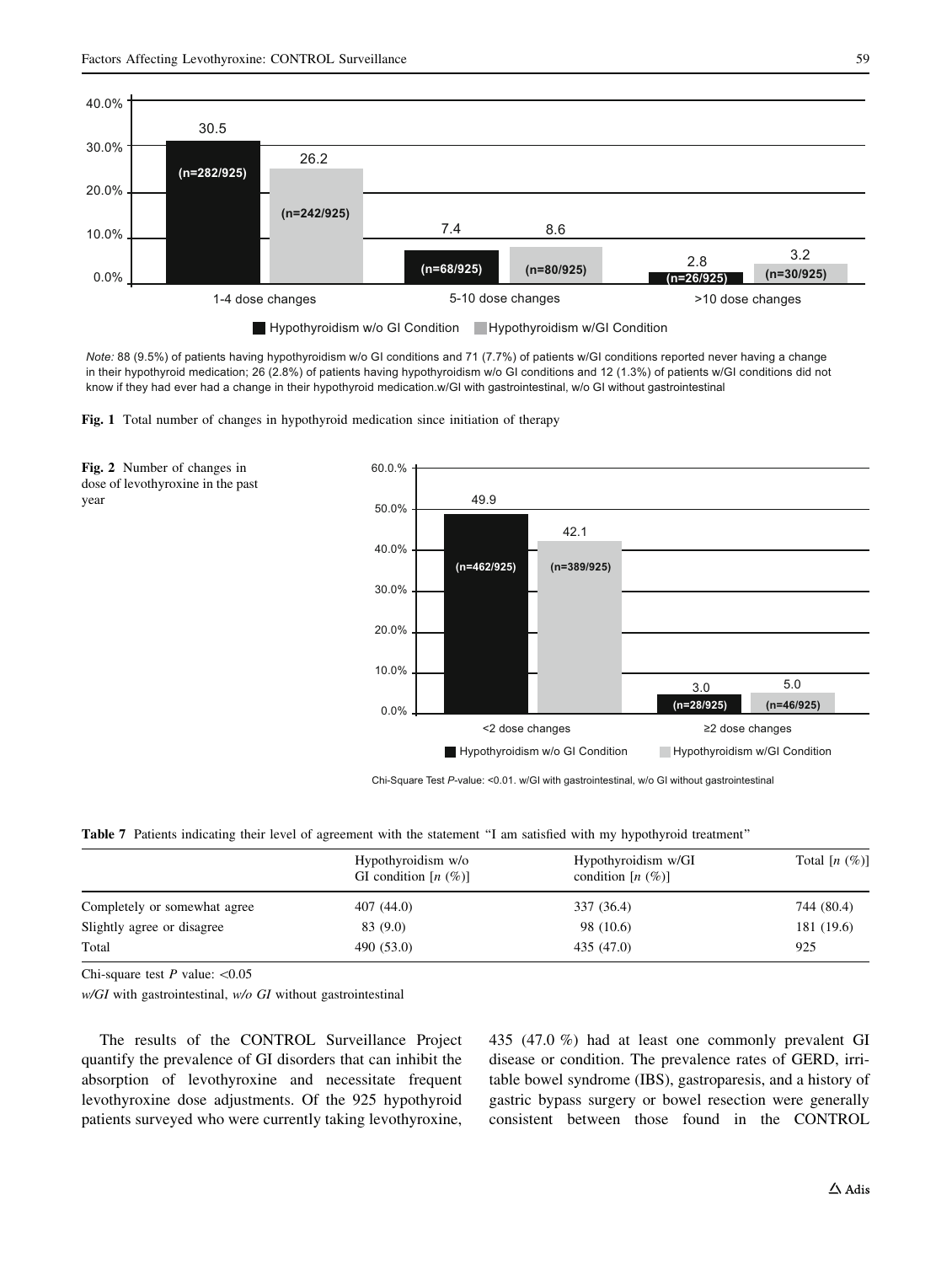Note: 88 (9.5%) of patients having hypothyroidism w/o GI conditions and 71 (7.7%) of patients w/GI conditions reported never having a change in their hypothyroid medication; 26 (2.8%) of patients having hypothyroidism w/o GI conditions and 12 (1.3%) of patients w/GI conditions did not know if they had ever had a change in their hypothyroid medication.w/GI with gastrointestinal, w/o GI without gastrointestinal

**Fig. 1** Total number of changes in hypothyroid medication since initiation of therapy

**Fig. 2** Number of changes in dose of levothyroxine in the past year

Chi-Square Test *P*-value: <0.01. w/GI with gastrointestinal, w/o GI without gastrointestinal

**Table 7** Patients indicating their level of agreement with the statement "I am satisfied with my hypothyroid treatment"

| | Hypothyroidism w/o GI condition [*n* (%)] | Hypothyroidism w/GI condition [*n* (%)] | Total [*n* (%)] |
|---|---|---|---|
| Completely or somewhat agree | 407 (44.0) | 337 (36.4) | 744 (80.4) |
| Slightly agree or disagree | 83 (9.0) | 98 (10.6) | 181 (19.6) |
| Total | 490 (53.0) | 435 (47.0) | 925 |

Chi-square test $P$ value: <0.05

*w/GI* with gastrointestinal, *w/o GI* without gastrointestinal

The results of the CONTROL Surveillance Project quantify the prevalence of GI disorders that can inhibit the absorption of levothyroxine and necessitate frequent levothyroxine dose adjustments. Of the 925 hypothyroid patients surveyed who were currently taking levothyroxine, 435 (47.0 %) had at least one commonly prevalent GI disease or condition. The prevalence rates of GERD, irritable bowel syndrome (IBS), gastroparesis, and a history of gastric bypass surgery or bowel resection were generally consistent between those found in the CONTROL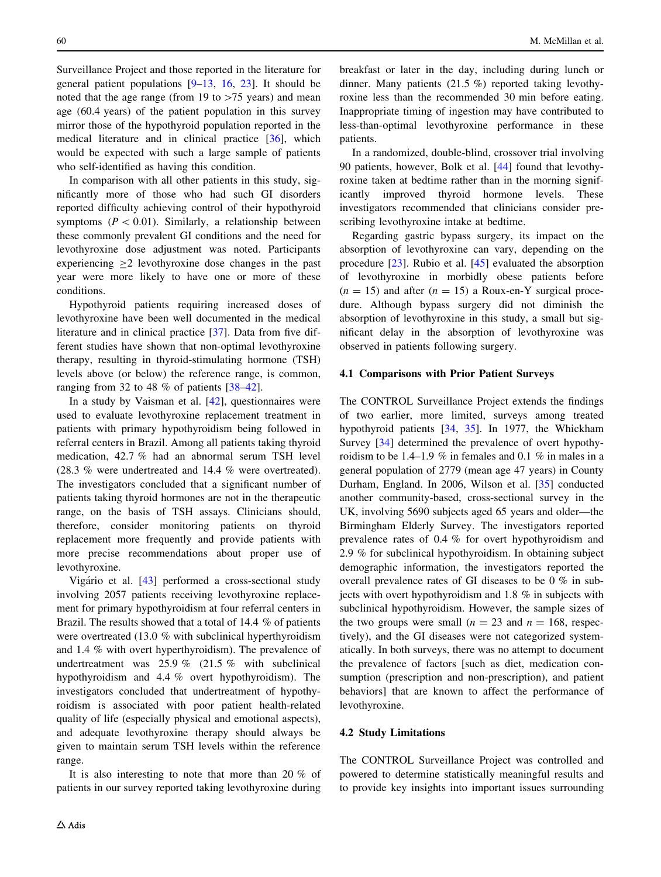Surveillance Project and those reported in the literature for general patient populations [9–13, 16, 23]. It should be noted that the age range (from 19 to >75 years) and mean age (60.4 years) of the patient population in this survey mirror those of the hypothyroid population reported in the medical literature and in clinical practice [36], which would be expected with such a large sample of patients who self-identified as having this condition.

In comparison with all other patients in this study, significantly more of those who had such GI disorders reported difficulty achieving control of their hypothyroid symptoms ($P < 0.01$). Similarly, a relationship between these commonly prevalent GI conditions and the need for levothyroxine dose adjustment was noted. Participants experiencing ≥2 levothyroxine dose changes in the past year were more likely to have one or more of these conditions.

Hypothyroid patients requiring increased doses of levothyroxine have been well documented in the medical literature and in clinical practice [37]. Data from five different studies have shown that non-optimal levothyroxine therapy, resulting in thyroid-stimulating hormone (TSH) levels above (or below) the reference range, is common, ranging from 32 to 48 % of patients [38–42].

In a study by Vaisman et al. [42], questionnaires were used to evaluate levothyroxine replacement treatment in patients with primary hypothyroidism being followed in referral centers in Brazil. Among all patients taking thyroid medication, 42.7 % had an abnormal serum TSH level (28.3 % were undertreated and 14.4 % were overtreated). The investigators concluded that a significant number of patients taking thyroid hormones are not in the therapeutic range, on the basis of TSH assays. Clinicians should, therefore, consider monitoring patients on thyroid replacement more frequently and provide patients with more precise recommendations about proper use of levothyroxine.

Vigário et al. [43] performed a cross-sectional study involving 2057 patients receiving levothyroxine replacement for primary hypothyroidism at four referral centers in Brazil. The results showed that a total of 14.4 % of patients were overtreated (13.0 % with subclinical hyperthyroidism and 1.4 % with overt hyperthyroidism). The prevalence of undertreatment was 25.9 % (21.5 % with subclinical hypothyroidism and 4.4 % overt hypothyroidism). The investigators concluded that undertreatment of hypothyroidism is associated with poor patient health-related quality of life (especially physical and emotional aspects), and adequate levothyroxine therapy should always be given to maintain serum TSH levels within the reference range.

It is also interesting to note that more than 20 % of patients in our survey reported taking levothyroxine during breakfast or later in the day, including during lunch or dinner. Many patients (21.5 %) reported taking levothyroxine less than the recommended 30 min before eating. Inappropriate timing of ingestion may have contributed to less-than-optimal levothyroxine performance in these patients.

In a randomized, double-blind, crossover trial involving 90 patients, however, Bolk et al. [44] found that levothyroxine taken at bedtime rather than in the morning significantly improved thyroid hormone levels. These investigators recommended that clinicians consider prescribing levothyroxine intake at bedtime.

Regarding gastric bypass surgery, its impact on the absorption of levothyroxine can vary, depending on the procedure [23]. Rubio et al. [45] evaluated the absorption of levothyroxine in morbidly obese patients before ($n = 15$) and after ($n = 15$) a Roux-en-Y surgical procedure. Although bypass surgery did not diminish the absorption of levothyroxine in this study, a small but significant delay in the absorption of levothyroxine was observed in patients following surgery.

### 4.1 Comparisons with Prior Patient Surveys

The CONTROL Surveillance Project extends the findings of two earlier, more limited, surveys among treated hypothyroid patients [34, 35]. In 1977, the Whickham Survey [34] determined the prevalence of overt hypothyroidism to be 1.4–1.9 % in females and 0.1 % in males in a general population of 2779 (mean age 47 years) in County Durham, England. In 2006, Wilson et al. [35] conducted another community-based, cross-sectional survey in the UK, involving 5690 subjects aged 65 years and older—the Birmingham Elderly Survey. The investigators reported prevalence rates of 0.4 % for overt hypothyroidism and 2.9 % for subclinical hypothyroidism. In obtaining subject demographic information, the investigators reported the overall prevalence rates of GI diseases to be 0 % in subjects with overt hypothyroidism and 1.8 % in subjects with subclinical hypothyroidism. However, the sample sizes of the two groups were small ($n = 23$ and $n = 168$, respectively), and the GI diseases were not categorized systematically. In both surveys, there was no attempt to document the prevalence of factors [such as diet, medication consumption (prescription and non-prescription), and patient behaviors] that are known to affect the performance of levothyroxine.

### 4.2 Study Limitations

The CONTROL Surveillance Project was controlled and powered to determine statistically meaningful results and to provide key insights into important issues surrounding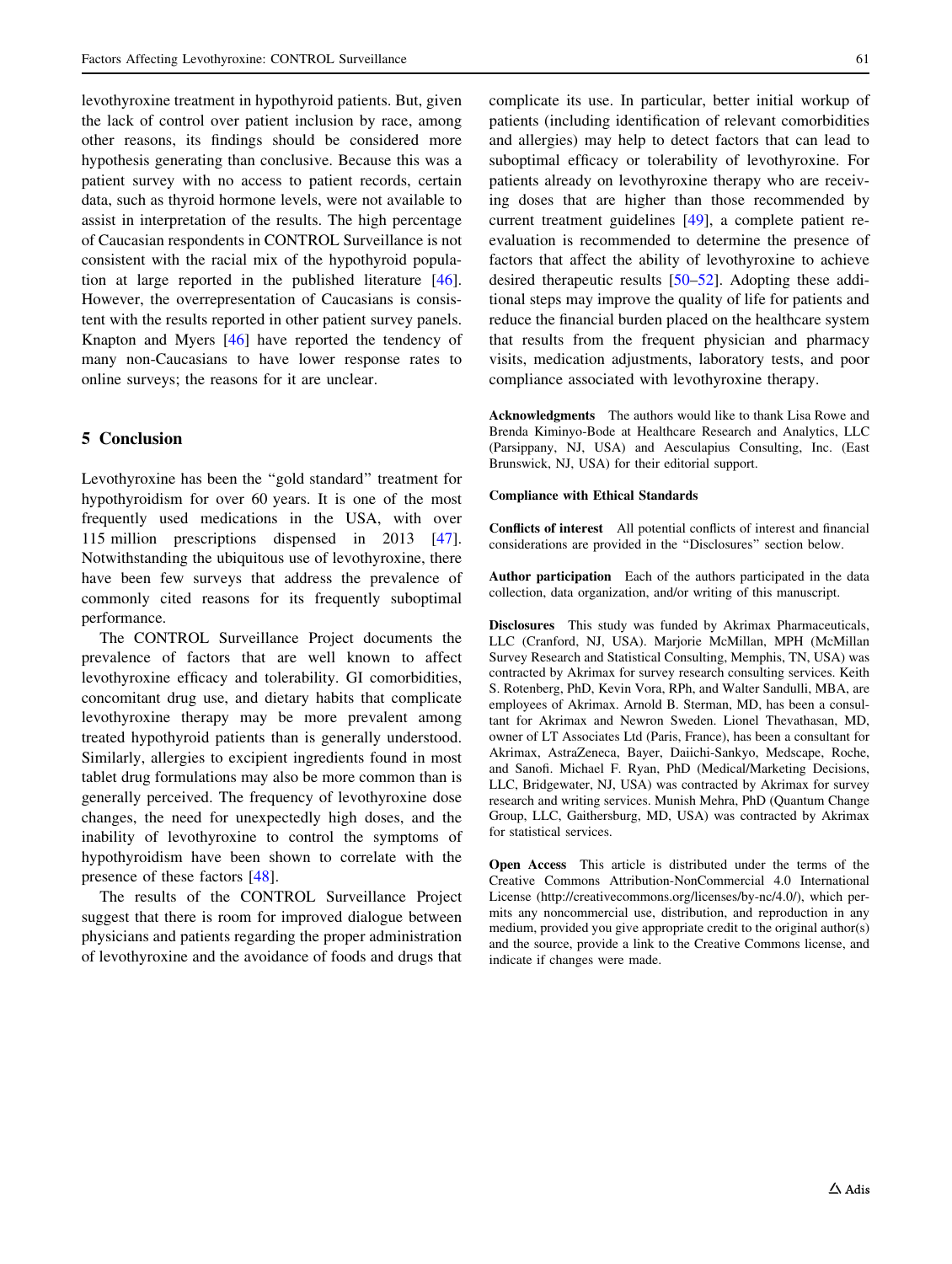levothyroxine treatment in hypothyroid patients. But, given the lack of control over patient inclusion by race, among other reasons, its findings should be considered more hypothesis generating than conclusive. Because this was a patient survey with no access to patient records, certain data, such as thyroid hormone levels, were not available to assist in interpretation of the results. The high percentage of Caucasian respondents in CONTROL Surveillance is not consistent with the racial mix of the hypothyroid population at large reported in the published literature [46]. However, the overrepresentation of Caucasians is consistent with the results reported in other patient survey panels. Knapton and Myers [46] have reported the tendency of many non-Caucasians to have lower response rates to online surveys; the reasons for it are unclear.

## 5 Conclusion

Levothyroxine has been the "gold standard" treatment for hypothyroidism for over 60 years. It is one of the most frequently used medications in the USA, with over 115 million prescriptions dispensed in 2013 [47]. Notwithstanding the ubiquitous use of levothyroxine, there have been few surveys that address the prevalence of commonly cited reasons for its frequently suboptimal performance.

The CONTROL Surveillance Project documents the prevalence of factors that are well known to affect levothyroxine efficacy and tolerability. GI comorbidities, concomitant drug use, and dietary habits that complicate levothyroxine therapy may be more prevalent among treated hypothyroid patients than is generally understood. Similarly, allergies to excipient ingredients found in most tablet drug formulations may also be more common than is generally perceived. The frequency of levothyroxine dose changes, the need for unexpectedly high doses, and the inability of levothyroxine to control the symptoms of hypothyroidism have been shown to correlate with the presence of these factors [48].

The results of the CONTROL Surveillance Project suggest that there is room for improved dialogue between physicians and patients regarding the proper administration of levothyroxine and the avoidance of foods and drugs that complicate its use. In particular, better initial workup of patients (including identification of relevant comorbidities and allergies) may help to detect factors that can lead to suboptimal efficacy or tolerability of levothyroxine. For patients already on levothyroxine therapy who are receiving doses that are higher than those recommended by current treatment guidelines [49], a complete patient re-evaluation is recommended to determine the presence of factors that affect the ability of levothyroxine to achieve desired therapeutic results [50–52]. Adopting these additional steps may improve the quality of life for patients and reduce the financial burden placed on the healthcare system that results from the frequent physician and pharmacy visits, medication adjustments, laboratory tests, and poor compliance associated with levothyroxine therapy.

**Acknowledgments** The authors would like to thank Lisa Rowe and Brenda Kiminyo-Bode at Healthcare Research and Analytics, LLC (Parsippany, NJ, USA) and Aesculapius Consulting, Inc. (East Brunswick, NJ, USA) for their editorial support.

**Compliance with Ethical Standards**

**Conflicts of interest** All potential conflicts of interest and financial considerations are provided in the "Disclosures" section below.

**Author participation** Each of the authors participated in the data collection, data organization, and/or writing of this manuscript.

**Disclosures** This study was funded by Akrimax Pharmaceuticals, LLC (Cranford, NJ, USA). Marjorie McMillan, MPH (McMillan Survey Research and Statistical Consulting, Memphis, TN, USA) was contracted by Akrimax for survey research consulting services. Keith S. Rotenberg, PhD, Kevin Vora, RPh, and Walter Sandulli, MBA, are employees of Akrimax. Arnold B. Sterman, MD, has been a consultant for Akrimax and Newron Sweden. Lionel Thevathasan, MD, owner of LT Associates Ltd (Paris, France), has been a consultant for Akrimax, AstraZeneca, Bayer, Daiichi-Sankyo, Medscape, Roche, and Sanofi. Michael F. Ryan, PhD (Medical/Marketing Decisions, LLC, Bridgewater, NJ, USA) was contracted by Akrimax for survey research and writing services. Munish Mehra, PhD (Quantum Change Group, LLC, Gaithersburg, MD, USA) was contracted by Akrimax for statistical services.

**Open Access** This article is distributed under the terms of the Creative Commons Attribution-NonCommercial 4.0 International License (http://creativecommons.org/licenses/by-nc/4.0/), which permits any noncommercial use, distribution, and reproduction in any medium, provided you give appropriate credit to the original author(s) and the source, provide a link to the Creative Commons license, and indicate if changes were made.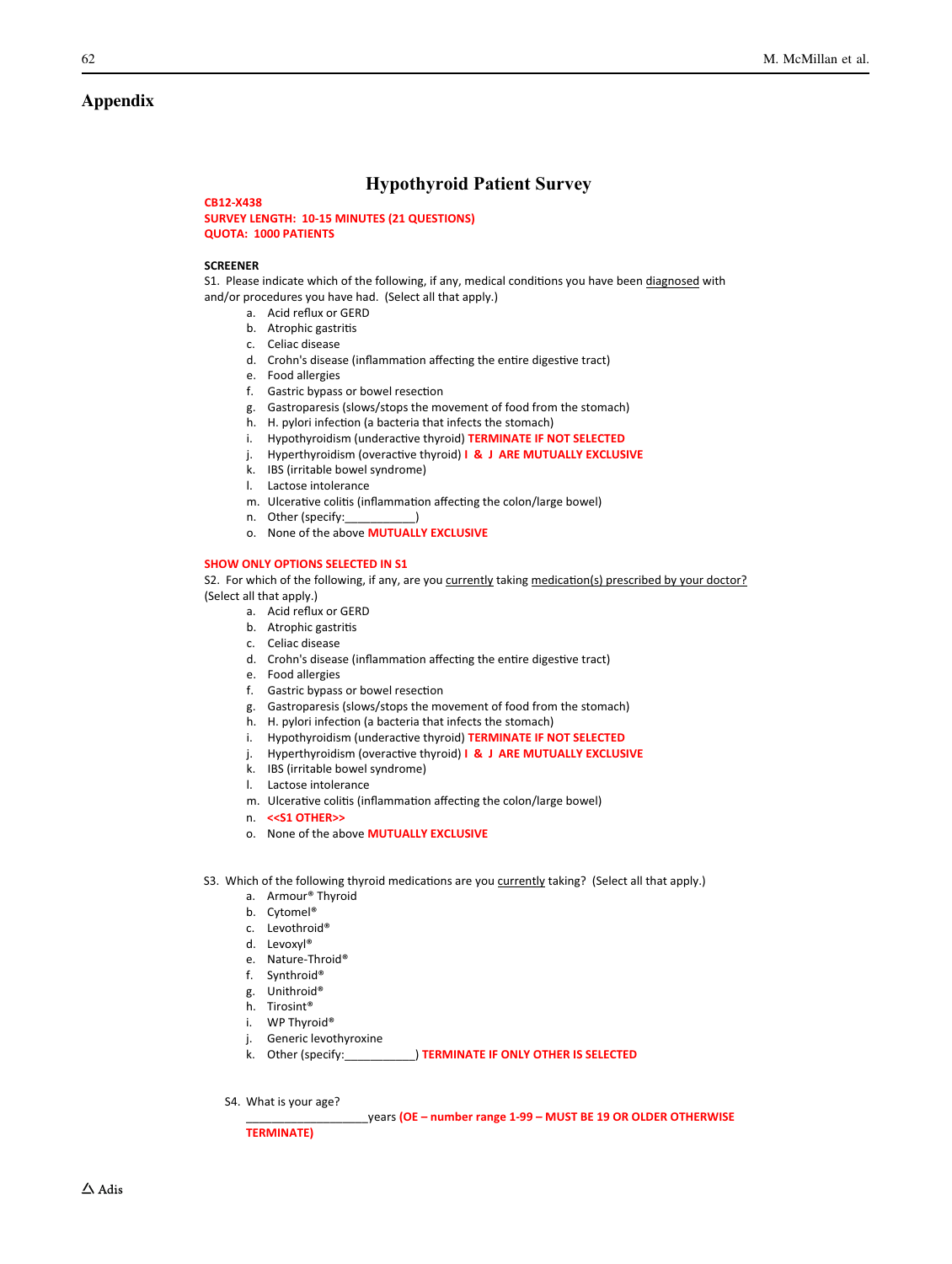## Appendix

### Hypothyroid Patient Survey

**CB12-X438**
**SURVEY LENGTH: 10-15 MINUTES (21 QUESTIONS)**
**QUOTA: 1000 PATIENTS**

**SCREENER**

S1. Please indicate which of the following, if any, medical conditions you have been diagnosed with and/or procedures you have had. (Select all that apply.)

a. Acid reflux or GERD
b. Atrophic gastritis
c. Celiac disease
d. Crohn's disease (inflammation affecting the entire digestive tract)
e. Food allergies
f. Gastric bypass or bowel resection
g. Gastroparesis (slows/stops the movement of food from the stomach)
h. H. pylori infection (a bacteria that infects the stomach)
i. Hypothyroidism (underactive thyroid) **TERMINATE IF NOT SELECTED**
j. Hyperthyroidism (overactive thyroid) **I & J ARE MUTUALLY EXCLUSIVE**
k. IBS (irritable bowel syndrome)
l. Lactose intolerance
m. Ulcerative colitis (inflammation affecting the colon/large bowel)
n. Other (specify:___________)
o. None of the above **MUTUALLY EXCLUSIVE**

**SHOW ONLY OPTIONS SELECTED IN S1**

S2. For which of the following, if any, are you currently taking medication(s) prescribed by your doctor? (Select all that apply.)

a. Acid reflux or GERD
b. Atrophic gastritis
c. Celiac disease
d. Crohn's disease (inflammation affecting the entire digestive tract)
e. Food allergies
f. Gastric bypass or bowel resection
g. Gastroparesis (slows/stops the movement of food from the stomach)
h. H. pylori infection (a bacteria that infects the stomach)
i. Hypothyroidism (underactive thyroid) **TERMINATE IF NOT SELECTED**
j. Hyperthyroidism (overactive thyroid) **I & J ARE MUTUALLY EXCLUSIVE**
k. IBS (irritable bowel syndrome)
l. Lactose intolerance
m. Ulcerative colitis (inflammation affecting the colon/large bowel)
n. **<<S1 OTHER>>**
o. None of the above **MUTUALLY EXCLUSIVE**

S3. Which of the following thyroid medications are you currently taking? (Select all that apply.)

a. Armour® Thyroid
b. Cytomel®
c. Levothroid®
d. Levoxyl®
e. Nature-Throid®
f. Synthroid®
g. Unithroid®
h. Tirosint®
i. WP Thyroid®
j. Generic levothyroxine
k. Other (specify:___________) **TERMINATE IF ONLY OTHER IS SELECTED**

S4. What is your age?

___________________years **(OE – number range 1-99 – MUST BE 19 OR OLDER OTHERWISE TERMINATE)**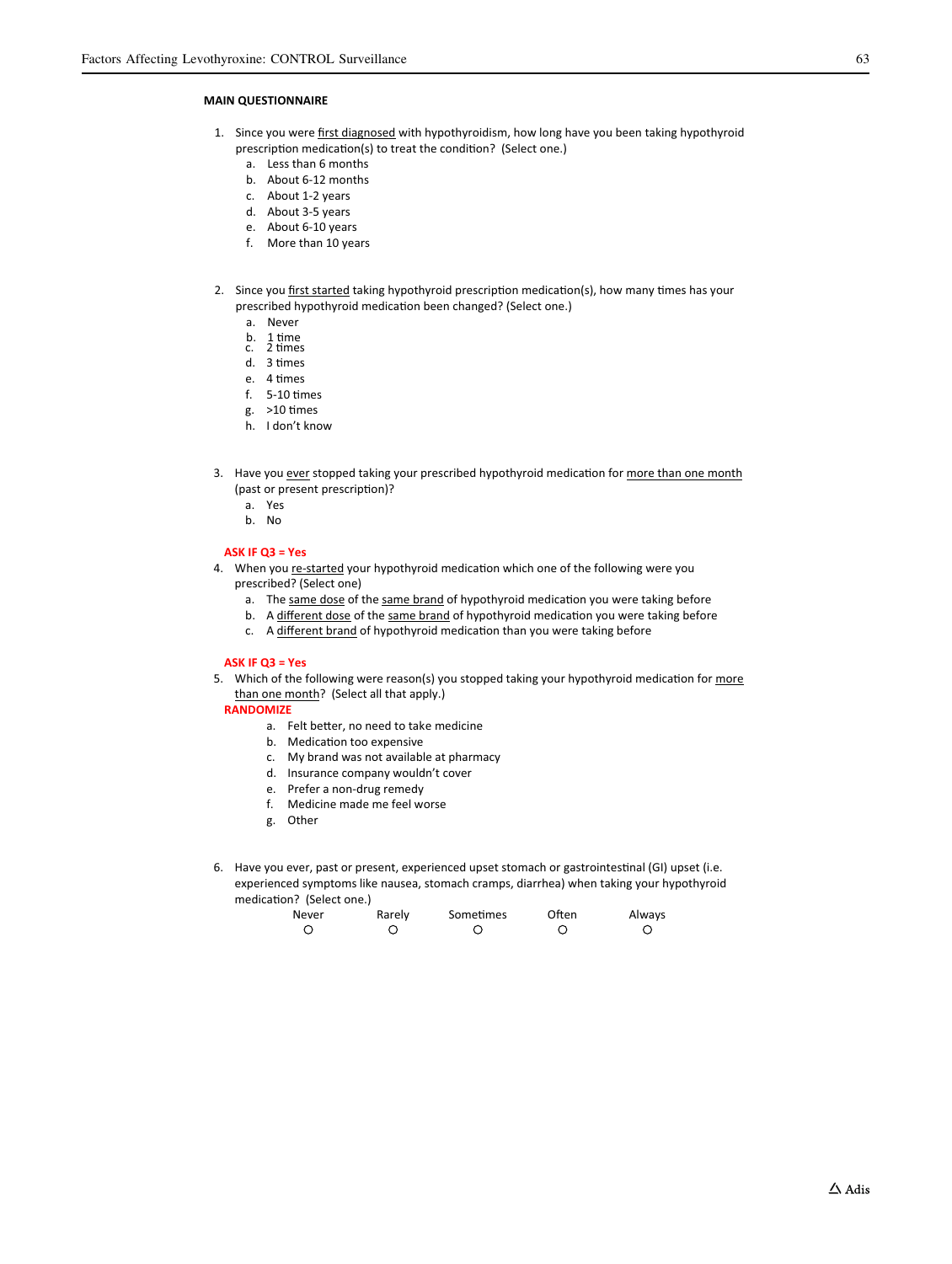**MAIN QUESTIONNAIRE**

1. Since you were first diagnosed with hypothyroidism, how long have you been taking hypothyroid prescription medication(s) to treat the condition? (Select one.)
   a. Less than 6 months
   b. About 6-12 months
   c. About 1-2 years
   d. About 3-5 years
   e. About 6-10 years
   f. More than 10 years

2. Since you first started taking hypothyroid prescription medication(s), how many times has your prescribed hypothyroid medication been changed? (Select one.)
   a. Never
   b. 1 time
   c. 2 times
   d. 3 times
   e. 4 times
   f. 5-10 times
   g. >10 times
   h. I don't know

3. Have you ever stopped taking your prescribed hypothyroid medication for more than one month (past or present prescription)?
   a. Yes
   b. No

**ASK IF Q3 = Yes**

4. When you re-started your hypothyroid medication which one of the following were you prescribed? (Select one)
   a. The same dose of the same brand of hypothyroid medication you were taking before
   b. A different dose of the same brand of hypothyroid medication you were taking before
   c. A different brand of hypothyroid medication than you were taking before

**ASK IF Q3 = Yes**

5. Which of the following were reason(s) you stopped taking your hypothyroid medication for more than one month? (Select all that apply.)

   **RANDOMIZE**

   a. Felt better, no need to take medicine
   b. Medication too expensive
   c. My brand was not available at pharmacy
   d. Insurance company wouldn't cover
   e. Prefer a non-drug remedy
   f. Medicine made me feel worse
   g. Other

6. Have you ever, past or present, experienced upset stomach or gastrointestinal (GI) upset (i.e. experienced symptoms like nausea, stomach cramps, diarrhea) when taking your hypothyroid medication? (Select one.)

| Never | Rarely | Sometimes | Often | Always |
|---|---|---|---|---|
| ○ | ○ | ○ | ○ | ○ |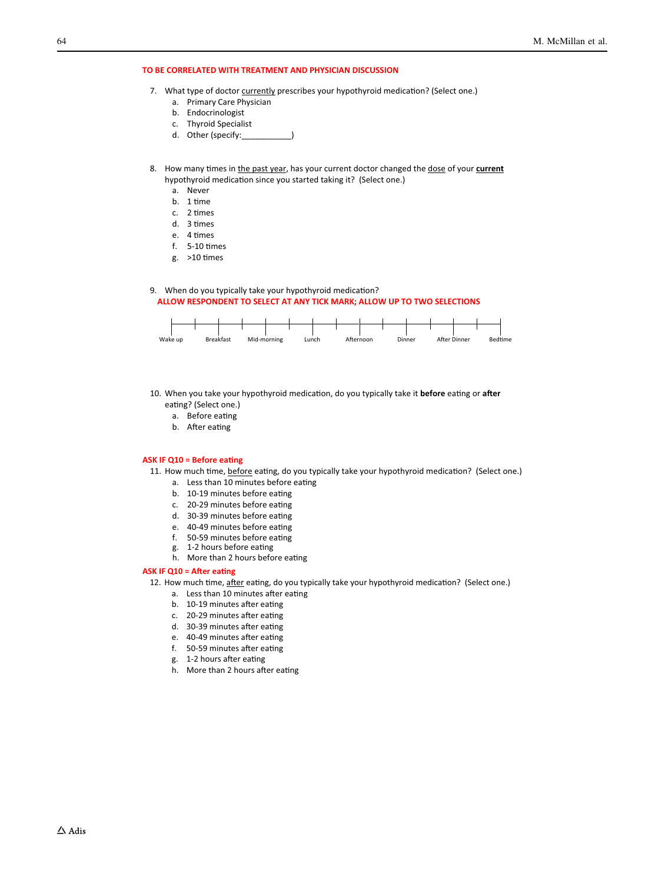**TO BE CORRELATED WITH TREATMENT AND PHYSICIAN DISCUSSION**

7. What type of doctor currently prescribes your hypothyroid medication? (Select one.)
    a. Primary Care Physician
    b. Endocrinologist
    c. Thyroid Specialist
    d. Other (specify:___________)

8. How many times in the past year, has your current doctor changed the dose of your **current** hypothyroid medication since you started taking it? (Select one.)
    a. Never
    b. 1 time
    c. 2 times
    d. 3 times
    e. 4 times
    f. 5-10 times
    g. >10 times

9. When do you typically take your hypothyroid medication?
   **ALLOW RESPONDENT TO SELECT AT ANY TICK MARK; ALLOW UP TO TWO SELECTIONS**

   Wake up | Breakfast | Mid-morning | Lunch | Afternoon | Dinner | After Dinner | Bedtime

10. When you take your hypothyroid medication, do you typically take it **before** eating or **after** eating? (Select one.)
    a. Before eating
    b. After eating

**ASK IF Q10 = Before eating**

11. How much time, before eating, do you typically take your hypothyroid medication? (Select one.)
    a. Less than 10 minutes before eating
    b. 10-19 minutes before eating
    c. 20-29 minutes before eating
    d. 30-39 minutes before eating
    e. 40-49 minutes before eating
    f. 50-59 minutes before eating
    g. 1-2 hours before eating
    h. More than 2 hours before eating

**ASK IF Q10 = After eating**

12. How much time, after eating, do you typically take your hypothyroid medication? (Select one.)
    a. Less than 10 minutes after eating
    b. 10-19 minutes after eating
    c. 20-29 minutes after eating
    d. 30-39 minutes after eating
    e. 40-49 minutes after eating
    f. 50-59 minutes after eating
    g. 1-2 hours after eating
    h. More than 2 hours after eating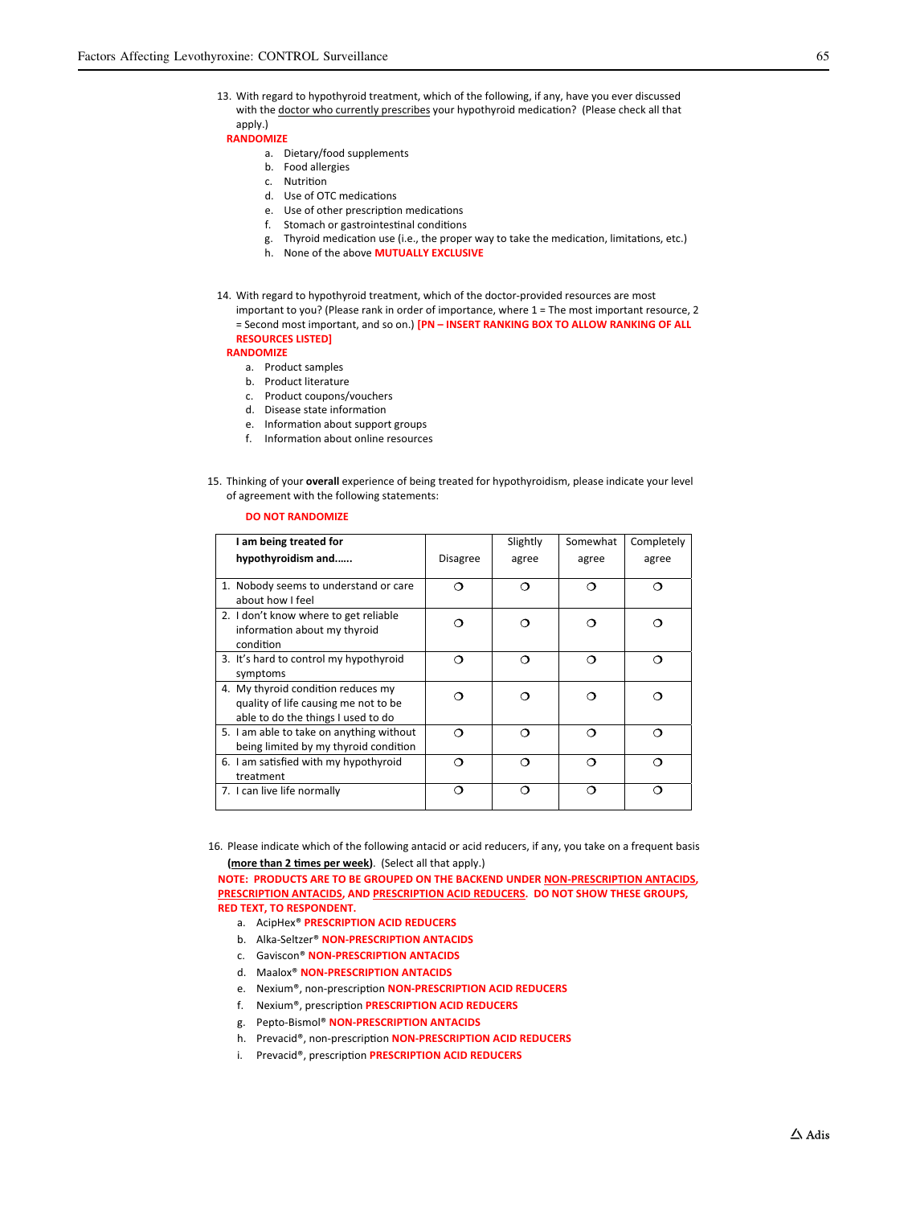13. With regard to hypothyroid treatment, which of the following, if any, have you ever discussed with the <u>doctor who currently prescribes</u> your hypothyroid medication? (Please check all that apply.)

**RANDOMIZE**

   a. Dietary/food supplements
   b. Food allergies
   c. Nutrition
   d. Use of OTC medications
   e. Use of other prescription medications
   f. Stomach or gastrointestinal conditions
   g. Thyroid medication use (i.e., the proper way to take the medication, limitations, etc.)
   h. None of the above **MUTUALLY EXCLUSIVE**

14. With regard to hypothyroid treatment, which of the doctor-provided resources are most important to you? (Please rank in order of importance, where 1 = The most important resource, 2 = Second most important, and so on.) **[PN – INSERT RANKING BOX TO ALLOW RANKING OF ALL RESOURCES LISTED]**

**RANDOMIZE**

   a. Product samples
   b. Product literature
   c. Product coupons/vouchers
   d. Disease state information
   e. Information about support groups
   f. Information about online resources

15. Thinking of your **overall** experience of being treated for hypothyroidism, please indicate your level of agreement with the following statements:

**DO NOT RANDOMIZE**

| **I am being treated for hypothyroidism and……** | Disagree | Slightly agree | Somewhat agree | Completely agree |
|---|---|---|---|---|
| 1. Nobody seems to understand or care about how I feel | ❍ | ❍ | ❍ | ❍ |
| 2. I don't know where to get reliable information about my thyroid condition | ❍ | ❍ | ❍ | ❍ |
| 3. It's hard to control my hypothyroid symptoms | ❍ | ❍ | ❍ | ❍ |
| 4. My thyroid condition reduces my quality of life causing me not to be able to do the things I used to do | ❍ | ❍ | ❍ | ❍ |
| 5. I am able to take on anything without being limited by my thyroid condition | ❍ | ❍ | ❍ | ❍ |
| 6. I am satisfied with my hypothyroid treatment | ❍ | ❍ | ❍ | ❍ |
| 7. I can live life normally | ❍ | ❍ | ❍ | ❍ |

16. Please indicate which of the following antacid or acid reducers, if any, you take on a frequent basis (**<u>more than 2 times per week</u>**). (Select all that apply.)

**NOTE: PRODUCTS ARE TO BE GROUPED ON THE BACKEND UNDER <u>NON-PRESCRIPTION ANTACIDS</u>, <u>PRESCRIPTION ANTACIDS</u>, AND <u>PRESCRIPTION ACID REDUCERS</u>. DO NOT SHOW THESE GROUPS, RED TEXT, TO RESPONDENT.**

   a. AcipHex® **PRESCRIPTION ACID REDUCERS**
   b. Alka-Seltzer® **NON-PRESCRIPTION ANTACIDS**
   c. Gaviscon® **NON-PRESCRIPTION ANTACIDS**
   d. Maalox® **NON-PRESCRIPTION ANTACIDS**
   e. Nexium®, non-prescription **NON-PRESCRIPTION ACID REDUCERS**
   f. Nexium®, prescription **PRESCRIPTION ACID REDUCERS**
   g. Pepto-Bismol® **NON-PRESCRIPTION ANTACIDS**
   h. Prevacid®, non-prescription **NON-PRESCRIPTION ACID REDUCERS**
   i. Prevacid®, prescription **PRESCRIPTION ACID REDUCERS**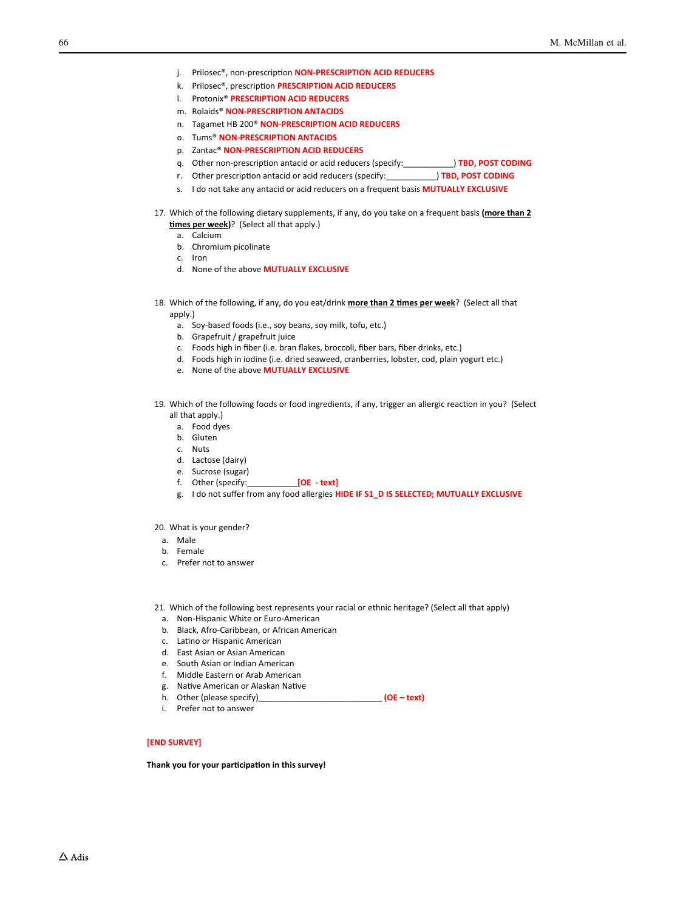j. Prilosec®, non-prescription **NON-PRESCRIPTION ACID REDUCERS**
k. Prilosec®, prescription **PRESCRIPTION ACID REDUCERS**
l. Protonix® **PRESCRIPTION ACID REDUCERS**
m. Rolaids® **NON-PRESCRIPTION ANTACIDS**
n. Tagamet HB 200® **NON-PRESCRIPTION ACID REDUCERS**
o. Tums® **NON-PRESCRIPTION ANTACIDS**
p. Zantac® **NON-PRESCRIPTION ACID REDUCERS**
q. Other non-prescription antacid or acid reducers (specify:___________) **TBD, POST CODING**
r. Other prescription antacid or acid reducers (specify:___________) **TBD, POST CODING**
s. I do not take any antacid or acid reducers on a frequent basis **MUTUALLY EXCLUSIVE**

17. Which of the following dietary supplements, if any, do you take on a frequent basis **(more than 2 times per week)**? (Select all that apply.)
    a. Calcium
    b. Chromium picolinate
    c. Iron
    d. None of the above **MUTUALLY EXCLUSIVE**

18. Which of the following, if any, do you eat/drink **more than 2 times per week**? (Select all that apply.)
    a. Soy-based foods (i.e., soy beans, soy milk, tofu, etc.)
    b. Grapefruit / grapefruit juice
    c. Foods high in fiber (i.e. bran flakes, broccoli, fiber bars, fiber drinks, etc.)
    d. Foods high in iodine (i.e. dried seaweed, cranberries, lobster, cod, plain yogurt etc.)
    e. None of the above **MUTUALLY EXCLUSIVE**

19. Which of the following foods or food ingredients, if any, trigger an allergic reaction in you? (Select all that apply.)
    a. Food dyes
    b. Gluten
    c. Nuts
    d. Lactose (dairy)
    e. Sucrose (sugar)
    f. Other (specify:___________**[OE - text]**
    g. I do not suffer from any food allergies **HIDE IF S1_D IS SELECTED; MUTUALLY EXCLUSIVE**

20. What is your gender?
    a. Male
    b. Female
    c. Prefer not to answer

21. Which of the following best represents your racial or ethnic heritage? (Select all that apply)
    a. Non-Hispanic White or Euro-American
    b. Black, Afro-Caribbean, or African American
    c. Latino or Hispanic American
    d. East Asian or Asian American
    e. South Asian or Indian American
    f. Middle Eastern or Arab American
    g. Native American or Alaskan Native
    h. Other (please specify)___________________________ **(OE – text)**
    i. Prefer not to answer

**[END SURVEY]**

**Thank you for your participation in this survey!**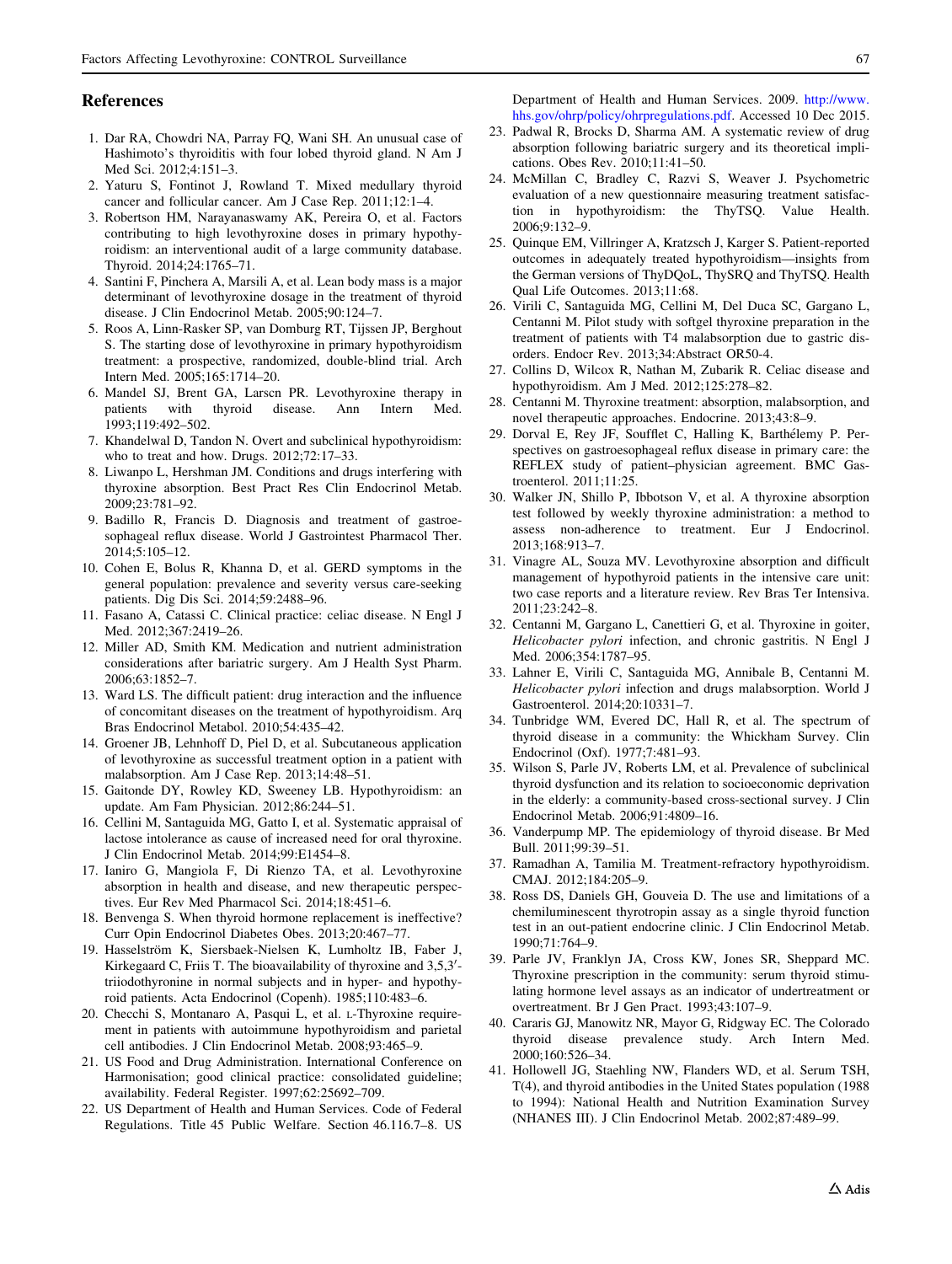## References

1. Dar RA, Chowdri NA, Parray FQ, Wani SH. An unusual case of Hashimoto's thyroiditis with four lobed thyroid gland. N Am J Med Sci. 2012;4:151–3.
2. Yaturu S, Fontinot J, Rowland T. Mixed medullary thyroid cancer and follicular cancer. Am J Case Rep. 2011;12:1–4.
3. Robertson HM, Narayanaswamy AK, Pereira O, et al. Factors contributing to high levothyroxine doses in primary hypothyroidism: an interventional audit of a large community database. Thyroid. 2014;24:1765–71.
4. Santini F, Pinchera A, Marsili A, et al. Lean body mass is a major determinant of levothyroxine dosage in the treatment of thyroid disease. J Clin Endocrinol Metab. 2005;90:124–7.
5. Roos A, Linn-Rasker SP, van Domburg RT, Tijssen JP, Berghout S. The starting dose of levothyroxine in primary hypothyroidism treatment: a prospective, randomized, double-blind trial. Arch Intern Med. 2005;165:1714–20.
6. Mandel SJ, Brent GA, Larscn PR. Levothyroxine therapy in patients with thyroid disease. Ann Intern Med. 1993;119:492–502.
7. Khandelwal D, Tandon N. Overt and subclinical hypothyroidism: who to treat and how. Drugs. 2012;72:17–33.
8. Liwanpo L, Hershman JM. Conditions and drugs interfering with thyroxine absorption. Best Pract Res Clin Endocrinol Metab. 2009;23:781–92.
9. Badillo R, Francis D. Diagnosis and treatment of gastroesophageal reflux disease. World J Gastrointest Pharmacol Ther. 2014;5:105–12.
10. Cohen E, Bolus R, Khanna D, et al. GERD symptoms in the general population: prevalence and severity versus care-seeking patients. Dig Dis Sci. 2014;59:2488–96.
11. Fasano A, Catassi C. Clinical practice: celiac disease. N Engl J Med. 2012;367:2419–26.
12. Miller AD, Smith KM. Medication and nutrient administration considerations after bariatric surgery. Am J Health Syst Pharm. 2006;63:1852–7.
13. Ward LS. The difficult patient: drug interaction and the influence of concomitant diseases on the treatment of hypothyroidism. Arq Bras Endocrinol Metabol. 2010;54:435–42.
14. Groener JB, Lehnhoff D, Piel D, et al. Subcutaneous application of levothyroxine as successful treatment option in a patient with malabsorption. Am J Case Rep. 2013;14:48–51.
15. Gaitonde DY, Rowley KD, Sweeney LB. Hypothyroidism: an update. Am Fam Physician. 2012;86:244–51.
16. Cellini M, Santaguida MG, Gatto I, et al. Systematic appraisal of lactose intolerance as cause of increased need for oral thyroxine. J Clin Endocrinol Metab. 2014;99:E1454–8.
17. Ianiro G, Mangiola F, Di Rienzo TA, et al. Levothyroxine absorption in health and disease, and new therapeutic perspectives. Eur Rev Med Pharmacol Sci. 2014;18:451–6.
18. Benvenga S. When thyroid hormone replacement is ineffective? Curr Opin Endocrinol Diabetes Obes. 2013;20:467–77.
19. Hasselström K, Siersbaek-Nielsen K, Lumholtz IB, Faber J, Kirkegaard C, Friis T. The bioavailability of thyroxine and 3,5,3′-triiodothyronine in normal subjects and in hyper- and hypothyroid patients. Acta Endocrinol (Copenh). 1985;110:483–6.
20. Checchi S, Montanaro A, Pasqui L, et al. L-Thyroxine requirement in patients with autoimmune hypothyroidism and parietal cell antibodies. J Clin Endocrinol Metab. 2008;93:465–9.
21. US Food and Drug Administration. International Conference on Harmonisation; good clinical practice: consolidated guideline; availability. Federal Register. 1997;62:25692–709.
22. US Department of Health and Human Services. Code of Federal Regulations. Title 45 Public Welfare. Section 46.116.7–8. US Department of Health and Human Services. 2009. http://www.hhs.gov/ohrp/policy/ohrpregulations.pdf. Accessed 10 Dec 2015.
23. Padwal R, Brocks D, Sharma AM. A systematic review of drug absorption following bariatric surgery and its theoretical implications. Obes Rev. 2010;11:41–50.
24. McMillan C, Bradley C, Razvi S, Weaver J. Psychometric evaluation of a new questionnaire measuring treatment satisfaction in hypothyroidism: the ThyTSQ. Value Health. 2006;9:132–9.
25. Quinque EM, Villringer A, Kratzsch J, Karger S. Patient-reported outcomes in adequately treated hypothyroidism—insights from the German versions of ThyDQoL, ThySRQ and ThyTSQ. Health Qual Life Outcomes. 2013;11:68.
26. Virili C, Santaguida MG, Cellini M, Del Duca SC, Gargano L, Centanni M. Pilot study with softgel thyroxine preparation in the treatment of patients with T4 malabsorption due to gastric disorders. Endocr Rev. 2013;34:Abstract OR50-4.
27. Collins D, Wilcox R, Nathan M, Zubarik R. Celiac disease and hypothyroidism. Am J Med. 2012;125:278–82.
28. Centanni M. Thyroxine treatment: absorption, malabsorption, and novel therapeutic approaches. Endocrine. 2013;43:8–9.
29. Dorval E, Rey JF, Soufflet C, Halling K, Barthélemy P. Perspectives on gastroesophageal reflux disease in primary care: the REFLEX study of patient–physician agreement. BMC Gastroenterol. 2011;11:25.
30. Walker JN, Shillo P, Ibbotson V, et al. A thyroxine absorption test followed by weekly thyroxine administration: a method to assess non-adherence to treatment. Eur J Endocrinol. 2013;168:913–7.
31. Vinagre AL, Souza MV. Levothyroxine absorption and difficult management of hypothyroid patients in the intensive care unit: two case reports and a literature review. Rev Bras Ter Intensiva. 2011;23:242–8.
32. Centanni M, Gargano L, Canettieri G, et al. Thyroxine in goiter, *Helicobacter pylori* infection, and chronic gastritis. N Engl J Med. 2006;354:1787–95.
33. Lahner E, Virili C, Santaguida MG, Annibale B, Centanni M. *Helicobacter pylori* infection and drugs malabsorption. World J Gastroenterol. 2014;20:10331–7.
34. Tunbridge WM, Evered DC, Hall R, et al. The spectrum of thyroid disease in a community: the Whickham Survey. Clin Endocrinol (Oxf). 1977;7:481–93.
35. Wilson S, Parle JV, Roberts LM, et al. Prevalence of subclinical thyroid dysfunction and its relation to socioeconomic deprivation in the elderly: a community-based cross-sectional survey. J Clin Endocrinol Metab. 2006;91:4809–16.
36. Vanderpump MP. The epidemiology of thyroid disease. Br Med Bull. 2011;99:39–51.
37. Ramadhan A, Tamilia M. Treatment-refractory hypothyroidism. CMAJ. 2012;184:205–9.
38. Ross DS, Daniels GH, Gouveia D. The use and limitations of a chemiluminescent thyrotropin assay as a single thyroid function test in an out-patient endocrine clinic. J Clin Endocrinol Metab. 1990;71:764–9.
39. Parle JV, Franklyn JA, Cross KW, Jones SR, Sheppard MC. Thyroxine prescription in the community: serum thyroid stimulating hormone level assays as an indicator of undertreatment or overtreatment. Br J Gen Pract. 1993;43:107–9.
40. Cararis GJ, Manowitz NR, Mayor G, Ridgway EC. The Colorado thyroid disease prevalence study. Arch Intern Med. 2000;160:526–34.
41. Hollowell JG, Staehling NW, Flanders WD, et al. Serum TSH, T(4), and thyroid antibodies in the United States population (1988 to 1994): National Health and Nutrition Examination Survey (NHANES III). J Clin Endocrinol Metab. 2002;87:489–99.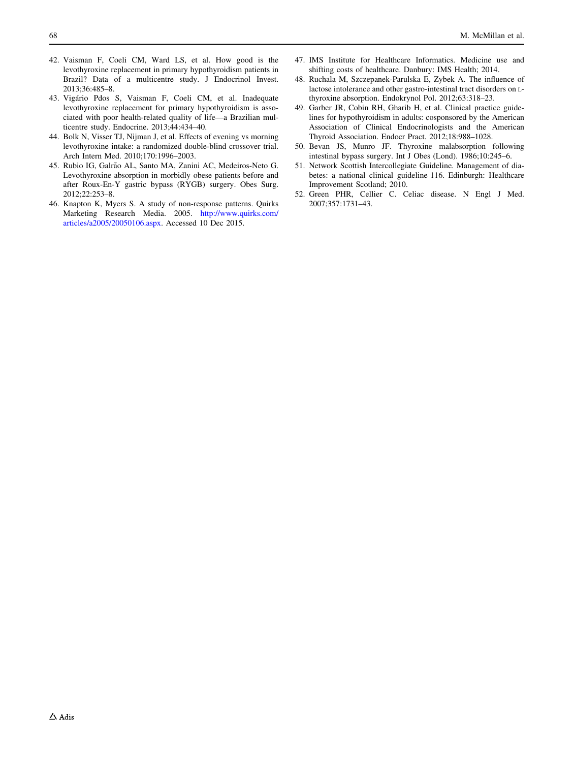42. Vaisman F, Coeli CM, Ward LS, et al. How good is the levothyroxine replacement in primary hypothyroidism patients in Brazil? Data of a multicentre study. J Endocrinol Invest. 2013;36:485–8.
43. Vigário Pdos S, Vaisman F, Coeli CM, et al. Inadequate levothyroxine replacement for primary hypothyroidism is associated with poor health-related quality of life—a Brazilian multicentre study. Endocrine. 2013;44:434–40.
44. Bolk N, Visser TJ, Nijman J, et al. Effects of evening vs morning levothyroxine intake: a randomized double-blind crossover trial. Arch Intern Med. 2010;170:1996–2003.
45. Rubio IG, Galrão AL, Santo MA, Zanini AC, Medeiros-Neto G. Levothyroxine absorption in morbidly obese patients before and after Roux-En-Y gastric bypass (RYGB) surgery. Obes Surg. 2012;22:253–8.
46. Knapton K, Myers S. A study of non-response patterns. Quirks Marketing Research Media. 2005. http://www.quirks.com/articles/a2005/20050106.aspx. Accessed 10 Dec 2015.
47. IMS Institute for Healthcare Informatics. Medicine use and shifting costs of healthcare. Danbury: IMS Health; 2014.
48. Ruchala M, Szczepanek-Parulska E, Zybek A. The influence of lactose intolerance and other gastro-intestinal tract disorders on L-thyroxine absorption. Endokrynol Pol. 2012;63:318–23.
49. Garber JR, Cobin RH, Gharib H, et al. Clinical practice guidelines for hypothyroidism in adults: cosponsored by the American Association of Clinical Endocrinologists and the American Thyroid Association. Endocr Pract. 2012;18:988–1028.
50. Bevan JS, Munro JF. Thyroxine malabsorption following intestinal bypass surgery. Int J Obes (Lond). 1986;10:245–6.
51. Network Scottish Intercollegiate Guideline. Management of diabetes: a national clinical guideline 116. Edinburgh: Healthcare Improvement Scotland; 2010.
52. Green PHR, Cellier C. Celiac disease. N Engl J Med. 2007;357:1731–43.